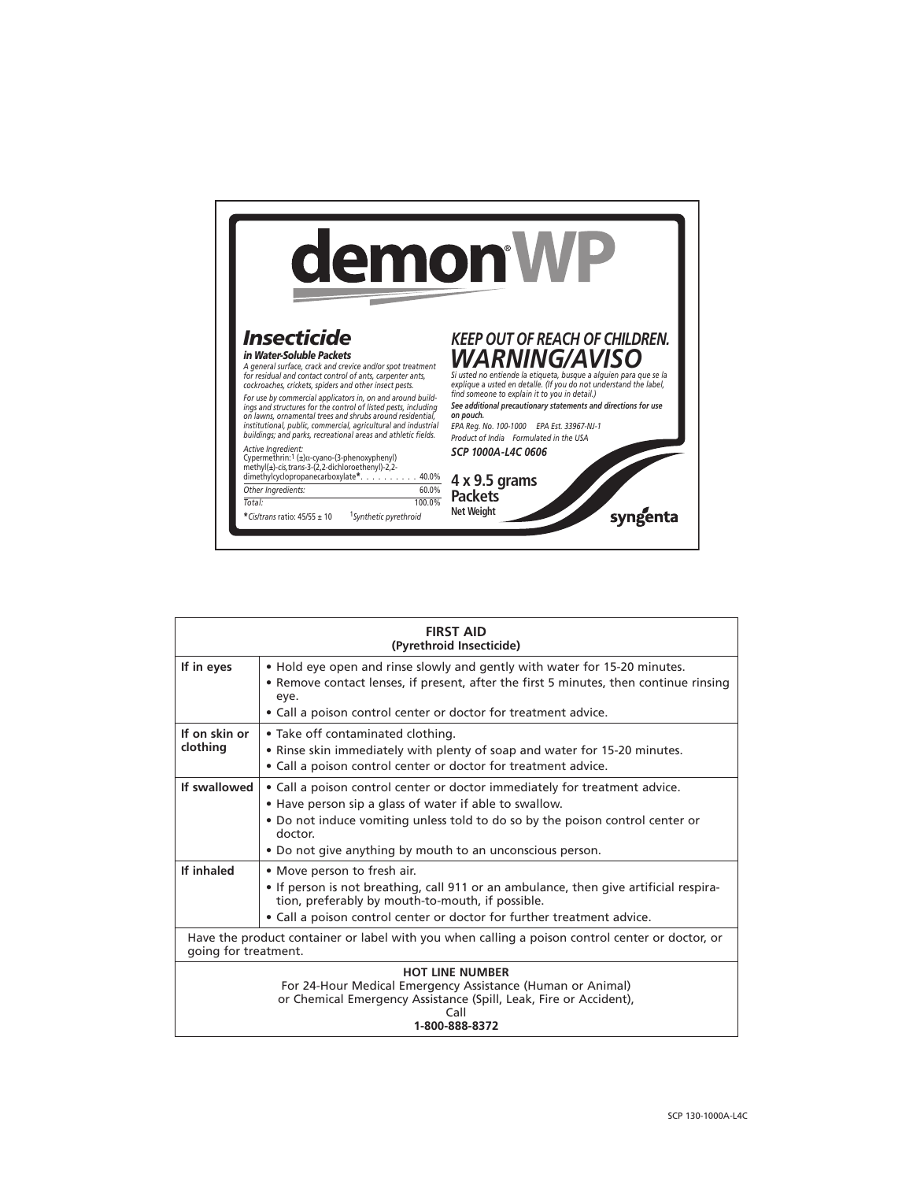# demon® WP

## Insecticide

***in Water-Soluble Packets***

*A general surface, crack and crevice and/or spot treatment for residual and contact control of ants, carpenter ants, cockroaches, crickets, spiders and other insect pests.*

*For use by commercial applicators in, on and around buildings and structures for the control of listed pests, including on lawns, ornamental trees and shrubs around residential, institutional, public, commercial, agricultural and industrial buildings; and parks, recreational areas and athletic fields.*

| *Active Ingredient:* | |
|---|---|
| Cypermethrin:[1] (±)α-cyano-(3-phenoxyphenyl) methyl(±)-*cis,trans*-3-(2,2-dichloroethenyl)-2,2-dimethylcyclopropanecarboxylate* | 40.0% |
| *Other Ingredients:* | 60.0% |
| *Total:* | 100.0% |

*\*Cis/trans* ratio: 45/55 ± 10    [1]*Synthetic pyrethroid*

## *KEEP OUT OF REACH OF CHILDREN.*

## *WARNING/AVISO*

*Si usted no entiende la etiqueta, busque a alguien para que se la explique a usted en detalle. (If you do not understand the label, find someone to explain it to you in detail.)*

***See additional precautionary statements and directions for use on pouch.***

*EPA Reg. No. 100-1000    EPA Est. 33967-NJ-1*

*Product of India    Formulated in the USA*

***SCP 1000A-L4C 0606***

**4 x 9.5 grams Packets**

**Net Weight**

syngenta

| **FIRST AID (Pyrethroid Insecticide)** | |
|---|---|
| **If in eyes** | • Hold eye open and rinse slowly and gently with water for 15-20 minutes.<br>• Remove contact lenses, if present, after the first 5 minutes, then continue rinsing eye.<br>• Call a poison control center or doctor for treatment advice. |
| **If on skin or clothing** | • Take off contaminated clothing.<br>• Rinse skin immediately with plenty of soap and water for 15-20 minutes.<br>• Call a poison control center or doctor for treatment advice. |
| **If swallowed** | • Call a poison control center or doctor immediately for treatment advice.<br>• Have person sip a glass of water if able to swallow.<br>• Do not induce vomiting unless told to do so by the poison control center or doctor.<br>• Do not give anything by mouth to an unconscious person. |
| **If inhaled** | • Move person to fresh air.<br>• If person is not breathing, call 911 or an ambulance, then give artificial respiration, preferably by mouth-to-mouth, if possible.<br>• Call a poison control center or doctor for further treatment advice. |
| Have the product container or label with you when calling a poison control center or doctor, or going for treatment. | |
| **HOT LINE NUMBER**<br>For 24-Hour Medical Emergency Assistance (Human or Animal) or Chemical Emergency Assistance (Spill, Leak, Fire or Accident), Call<br>**1-800-888-8372** | |

SCP 130-1000A-L4C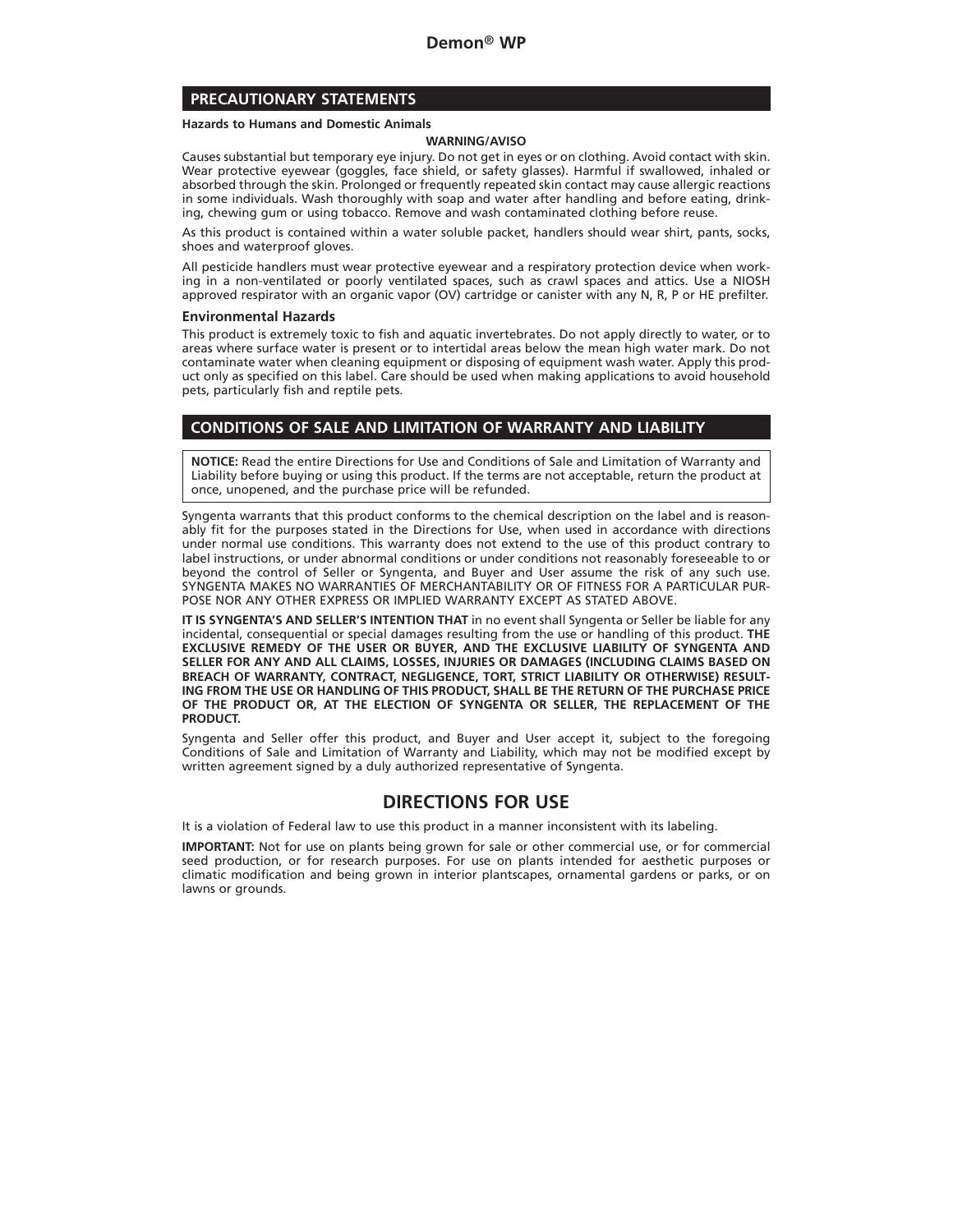## PRECAUTIONARY STATEMENTS

**Hazards to Humans and Domestic Animals**

**WARNING/AVISO**

Causes substantial but temporary eye injury. Do not get in eyes or on clothing. Avoid contact with skin. Wear protective eyewear (goggles, face shield, or safety glasses). Harmful if swallowed, inhaled or absorbed through the skin. Prolonged or frequently repeated skin contact may cause allergic reactions in some individuals. Wash thoroughly with soap and water after handling and before eating, drinking, chewing gum or using tobacco. Remove and wash contaminated clothing before reuse.

As this product is contained within a water soluble packet, handlers should wear shirt, pants, socks, shoes and waterproof gloves.

All pesticide handlers must wear protective eyewear and a respiratory protection device when working in a non-ventilated or poorly ventilated spaces, such as crawl spaces and attics. Use a NIOSH approved respirator with an organic vapor (OV) cartridge or canister with any N, R, P or HE prefilter.

### Environmental Hazards

This product is extremely toxic to fish and aquatic invertebrates. Do not apply directly to water, or to areas where surface water is present or to intertidal areas below the mean high water mark. Do not contaminate water when cleaning equipment or disposing of equipment wash water. Apply this product only as specified on this label. Care should be used when making applications to avoid household pets, particularly fish and reptile pets.

## CONDITIONS OF SALE AND LIMITATION OF WARRANTY AND LIABILITY

**NOTICE:** Read the entire Directions for Use and Conditions of Sale and Limitation of Warranty and Liability before buying or using this product. If the terms are not acceptable, return the product at once, unopened, and the purchase price will be refunded.

Syngenta warrants that this product conforms to the chemical description on the label and is reasonably fit for the purposes stated in the Directions for Use, when used in accordance with directions under normal use conditions. This warranty does not extend to the use of this product contrary to label instructions, or under abnormal conditions or under conditions not reasonably foreseeable to or beyond the control of Seller or Syngenta, and Buyer and User assume the risk of any such use. SYNGENTA MAKES NO WARRANTIES OF MERCHANTABILITY OR OF FITNESS FOR A PARTICULAR PURPOSE NOR ANY OTHER EXPRESS OR IMPLIED WARRANTY EXCEPT AS STATED ABOVE.

**IT IS SYNGENTA'S AND SELLER'S INTENTION THAT** in no event shall Syngenta or Seller be liable for any incidental, consequential or special damages resulting from the use or handling of this product. **THE EXCLUSIVE REMEDY OF THE USER OR BUYER, AND THE EXCLUSIVE LIABILITY OF SYNGENTA AND SELLER FOR ANY AND ALL CLAIMS, LOSSES, INJURIES OR DAMAGES (INCLUDING CLAIMS BASED ON BREACH OF WARRANTY, CONTRACT, NEGLIGENCE, TORT, STRICT LIABILITY OR OTHERWISE) RESULTING FROM THE USE OR HANDLING OF THIS PRODUCT, SHALL BE THE RETURN OF THE PURCHASE PRICE OF THE PRODUCT OR, AT THE ELECTION OF SYNGENTA OR SELLER, THE REPLACEMENT OF THE PRODUCT.**

Syngenta and Seller offer this product, and Buyer and User accept it, subject to the foregoing Conditions of Sale and Limitation of Warranty and Liability, which may not be modified except by written agreement signed by a duly authorized representative of Syngenta.

# DIRECTIONS FOR USE

It is a violation of Federal law to use this product in a manner inconsistent with its labeling.

**IMPORTANT:** Not for use on plants being grown for sale or other commercial use, or for commercial seed production, or for research purposes. For use on plants intended for aesthetic purposes or climatic modification and being grown in interior plantscapes, ornamental gardens or parks, or on lawns or grounds.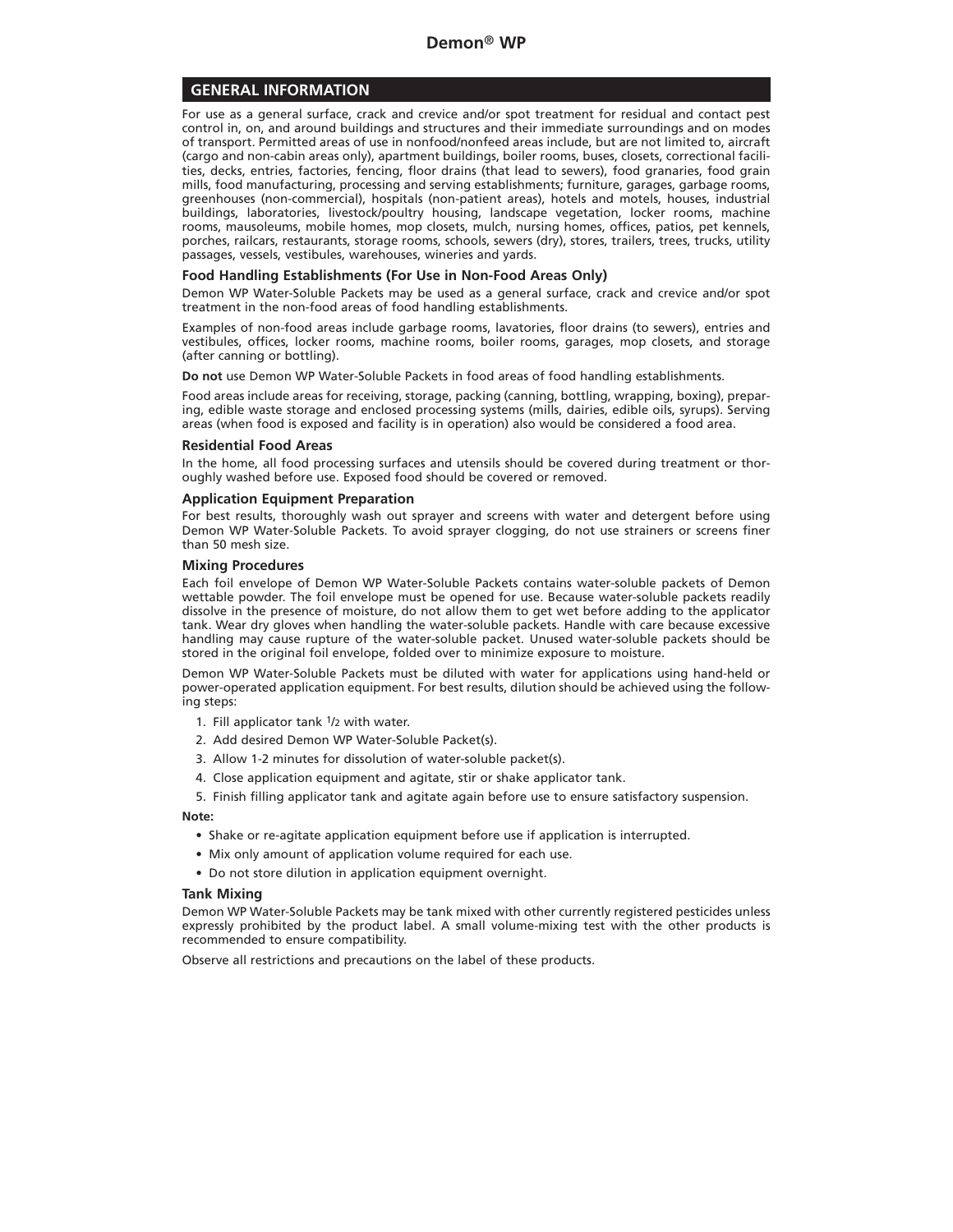## GENERAL INFORMATION

For use as a general surface, crack and crevice and/or spot treatment for residual and contact pest control in, on, and around buildings and structures and their immediate surroundings and on modes of transport. Permitted areas of use in nonfood/nonfeed areas include, but are not limited to, aircraft (cargo and non-cabin areas only), apartment buildings, boiler rooms, buses, closets, correctional facilities, decks, entries, factories, fencing, floor drains (that lead to sewers), food granaries, food grain mills, food manufacturing, processing and serving establishments; furniture, garages, garbage rooms, greenhouses (non-commercial), hospitals (non-patient areas), hotels and motels, houses, industrial buildings, laboratories, livestock/poultry housing, landscape vegetation, locker rooms, machine rooms, mausoleums, mobile homes, mop closets, mulch, nursing homes, offices, patios, pet kennels, porches, railcars, restaurants, storage rooms, schools, sewers (dry), stores, trailers, trees, trucks, utility passages, vessels, vestibules, warehouses, wineries and yards.

### Food Handling Establishments (For Use in Non-Food Areas Only)

Demon WP Water-Soluble Packets may be used as a general surface, crack and crevice and/or spot treatment in the non-food areas of food handling establishments.

Examples of non-food areas include garbage rooms, lavatories, floor drains (to sewers), entries and vestibules, offices, locker rooms, machine rooms, boiler rooms, garages, mop closets, and storage (after canning or bottling).

**Do not** use Demon WP Water-Soluble Packets in food areas of food handling establishments.

Food areas include areas for receiving, storage, packing (canning, bottling, wrapping, boxing), preparing, edible waste storage and enclosed processing systems (mills, dairies, edible oils, syrups). Serving areas (when food is exposed and facility is in operation) also would be considered a food area.

### Residential Food Areas

In the home, all food processing surfaces and utensils should be covered during treatment or thoroughly washed before use. Exposed food should be covered or removed.

### Application Equipment Preparation

For best results, thoroughly wash out sprayer and screens with water and detergent before using Demon WP Water-Soluble Packets. To avoid sprayer clogging, do not use strainers or screens finer than 50 mesh size.

### Mixing Procedures

Each foil envelope of Demon WP Water-Soluble Packets contains water-soluble packets of Demon wettable powder. The foil envelope must be opened for use. Because water-soluble packets readily dissolve in the presence of moisture, do not allow them to get wet before adding to the applicator tank. Wear dry gloves when handling the water-soluble packets. Handle with care because excessive handling may cause rupture of the water-soluble packet. Unused water-soluble packets should be stored in the original foil envelope, folded over to minimize exposure to moisture.

Demon WP Water-Soluble Packets must be diluted with water for applications using hand-held or power-operated application equipment. For best results, dilution should be achieved using the following steps:

1. Fill applicator tank 1/2 with water.
2. Add desired Demon WP Water-Soluble Packet(s).
3. Allow 1-2 minutes for dissolution of water-soluble packet(s).
4. Close application equipment and agitate, stir or shake applicator tank.
5. Finish filling applicator tank and agitate again before use to ensure satisfactory suspension.

**Note:**

- Shake or re-agitate application equipment before use if application is interrupted.
- Mix only amount of application volume required for each use.
- Do not store dilution in application equipment overnight.

### Tank Mixing

Demon WP Water-Soluble Packets may be tank mixed with other currently registered pesticides unless expressly prohibited by the product label. A small volume-mixing test with the other products is recommended to ensure compatibility.

Observe all restrictions and precautions on the label of these products.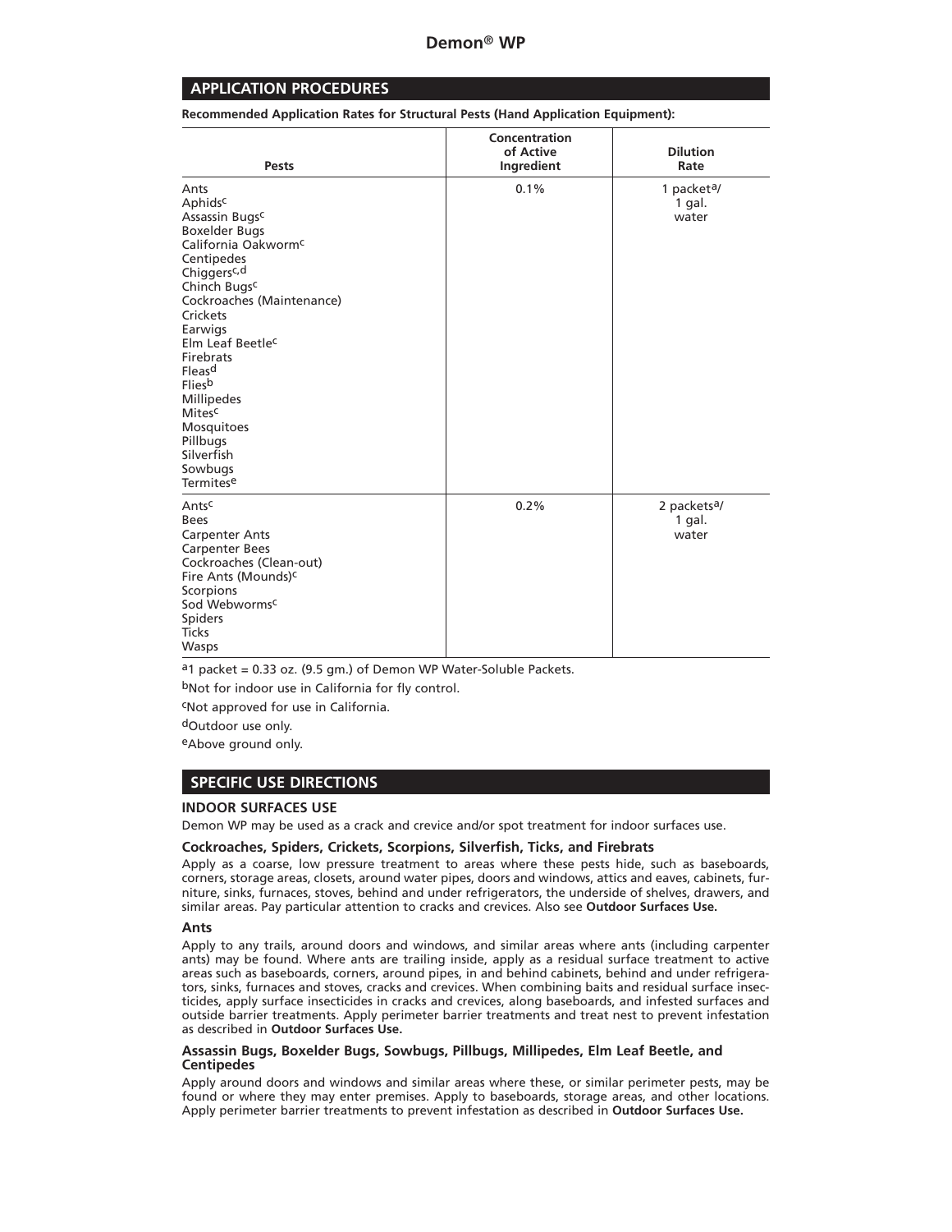## APPLICATION PROCEDURES

**Recommended Application Rates for Structural Pests (Hand Application Equipment):**

| Pests | Concentration of Active Ingredient | Dilution Rate |
|---|---|---|
| Ants<br>Aphids[c]<br>Assassin Bugs[c]<br>Boxelder Bugs<br>California Oakworm[c]<br>Centipedes<br>Chiggers[c,d]<br>Chinch Bugs[c]<br>Cockroaches (Maintenance)<br>Crickets<br>Earwigs<br>Elm Leaf Beetle[c]<br>Firebrats<br>Fleas[d]<br>Flies[b]<br>Millipedes<br>Mites[c]<br>Mosquitoes<br>Pillbugs<br>Silverfish<br>Sowbugs<br>Termites[e] | 0.1% | 1 packet[a]/ 1 gal. water |
| Ants[c]<br>Bees<br>Carpenter Ants<br>Carpenter Bees<br>Cockroaches (Clean-out)<br>Fire Ants (Mounds)[c]<br>Scorpions<br>Sod Webworms[c]<br>Spiders<br>Ticks<br>Wasps | 0.2% | 2 packets[a]/ 1 gal. water |

[a]1 packet = 0.33 oz. (9.5 gm.) of Demon WP Water-Soluble Packets.

[b]Not for indoor use in California for fly control.

[c]Not approved for use in California.

[d]Outdoor use only.

[e]Above ground only.

## SPECIFIC USE DIRECTIONS

### INDOOR SURFACES USE

Demon WP may be used as a crack and crevice and/or spot treatment for indoor surfaces use.

#### Cockroaches, Spiders, Crickets, Scorpions, Silverfish, Ticks, and Firebrats

Apply as a coarse, low pressure treatment to areas where these pests hide, such as baseboards, corners, storage areas, closets, around water pipes, doors and windows, attics and eaves, cabinets, furniture, sinks, furnaces, stoves, behind and under refrigerators, the underside of shelves, drawers, and similar areas. Pay particular attention to cracks and crevices. Also see **Outdoor Surfaces Use.**

#### Ants

Apply to any trails, around doors and windows, and similar areas where ants (including carpenter ants) may be found. Where ants are trailing inside, apply as a residual surface treatment to active areas such as baseboards, corners, around pipes, in and behind cabinets, behind and under refrigerators, sinks, furnaces and stoves, cracks and crevices. When combining baits and residual surface insecticides, apply surface insecticides in cracks and crevices, along baseboards, and infested surfaces and outside barrier treatments. Apply perimeter barrier treatments and treat nest to prevent infestation as described in **Outdoor Surfaces Use.**

#### Assassin Bugs, Boxelder Bugs, Sowbugs, Pillbugs, Millipedes, Elm Leaf Beetle, and Centipedes

Apply around doors and windows and similar areas where these, or similar perimeter pests, may be found or where they may enter premises. Apply to baseboards, storage areas, and other locations. Apply perimeter barrier treatments to prevent infestation as described in **Outdoor Surfaces Use.**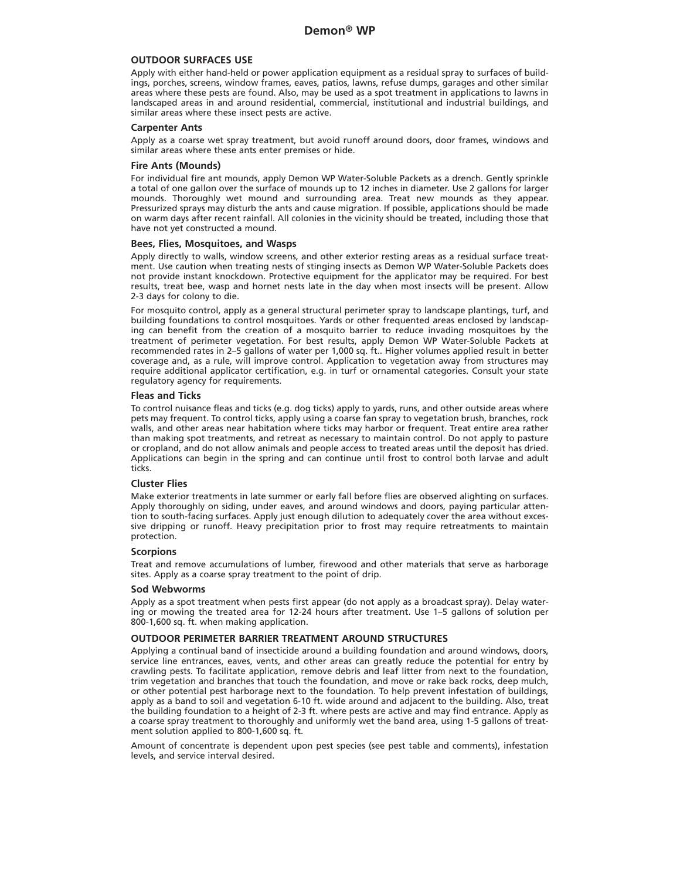## OUTDOOR SURFACES USE

Apply with either hand-held or power application equipment as a residual spray to surfaces of buildings, porches, screens, window frames, eaves, patios, lawns, refuse dumps, garages and other similar areas where these pests are found. Also, may be used as a spot treatment in applications to lawns in landscaped areas in and around residential, commercial, institutional and industrial buildings, and similar areas where these insect pests are active.

### Carpenter Ants

Apply as a coarse wet spray treatment, but avoid runoff around doors, door frames, windows and similar areas where these ants enter premises or hide.

### Fire Ants (Mounds)

For individual fire ant mounds, apply Demon WP Water-Soluble Packets as a drench. Gently sprinkle a total of one gallon over the surface of mounds up to 12 inches in diameter. Use 2 gallons for larger mounds. Thoroughly wet mound and surrounding area. Treat new mounds as they appear. Pressurized sprays may disturb the ants and cause migration. If possible, applications should be made on warm days after recent rainfall. All colonies in the vicinity should be treated, including those that have not yet constructed a mound.

### Bees, Flies, Mosquitoes, and Wasps

Apply directly to walls, window screens, and other exterior resting areas as a residual surface treatment. Use caution when treating nests of stinging insects as Demon WP Water-Soluble Packets does not provide instant knockdown. Protective equipment for the applicator may be required. For best results, treat bee, wasp and hornet nests late in the day when most insects will be present. Allow 2-3 days for colony to die.

For mosquito control, apply as a general structural perimeter spray to landscape plantings, turf, and building foundations to control mosquitoes. Yards or other frequented areas enclosed by landscaping can benefit from the creation of a mosquito barrier to reduce invading mosquitoes by the treatment of perimeter vegetation. For best results, apply Demon WP Water-Soluble Packets at recommended rates in 2–5 gallons of water per 1,000 sq. ft.. Higher volumes applied result in better coverage and, as a rule, will improve control. Application to vegetation away from structures may require additional applicator certification, e.g. in turf or ornamental categories. Consult your state regulatory agency for requirements.

### Fleas and Ticks

To control nuisance fleas and ticks (e.g. dog ticks) apply to yards, runs, and other outside areas where pets may frequent. To control ticks, apply using a coarse fan spray to vegetation brush, branches, rock walls, and other areas near habitation where ticks may harbor or frequent. Treat entire area rather than making spot treatments, and retreat as necessary to maintain control. Do not apply to pasture or cropland, and do not allow animals and people access to treated areas until the deposit has dried. Applications can begin in the spring and can continue until frost to control both larvae and adult ticks.

### Cluster Flies

Make exterior treatments in late summer or early fall before flies are observed alighting on surfaces. Apply thoroughly on siding, under eaves, and around windows and doors, paying particular attention to south-facing surfaces. Apply just enough dilution to adequately cover the area without excessive dripping or runoff. Heavy precipitation prior to frost may require retreatments to maintain protection.

### Scorpions

Treat and remove accumulations of lumber, firewood and other materials that serve as harborage sites. Apply as a coarse spray treatment to the point of drip.

### Sod Webworms

Apply as a spot treatment when pests first appear (do not apply as a broadcast spray). Delay watering or mowing the treated area for 12-24 hours after treatment. Use 1–5 gallons of solution per 800-1,600 sq. ft. when making application.

## OUTDOOR PERIMETER BARRIER TREATMENT AROUND STRUCTURES

Applying a continual band of insecticide around a building foundation and around windows, doors, service line entrances, eaves, vents, and other areas can greatly reduce the potential for entry by crawling pests. To facilitate application, remove debris and leaf litter from next to the foundation, trim vegetation and branches that touch the foundation, and move or rake back rocks, deep mulch, or other potential pest harborage next to the foundation. To help prevent infestation of buildings, apply as a band to soil and vegetation 6-10 ft. wide around and adjacent to the building. Also, treat the building foundation to a height of 2-3 ft. where pests are active and may find entrance. Apply as a coarse spray treatment to thoroughly and uniformly wet the band area, using 1-5 gallons of treatment solution applied to 800-1,600 sq. ft.

Amount of concentrate is dependent upon pest species (see pest table and comments), infestation levels, and service interval desired.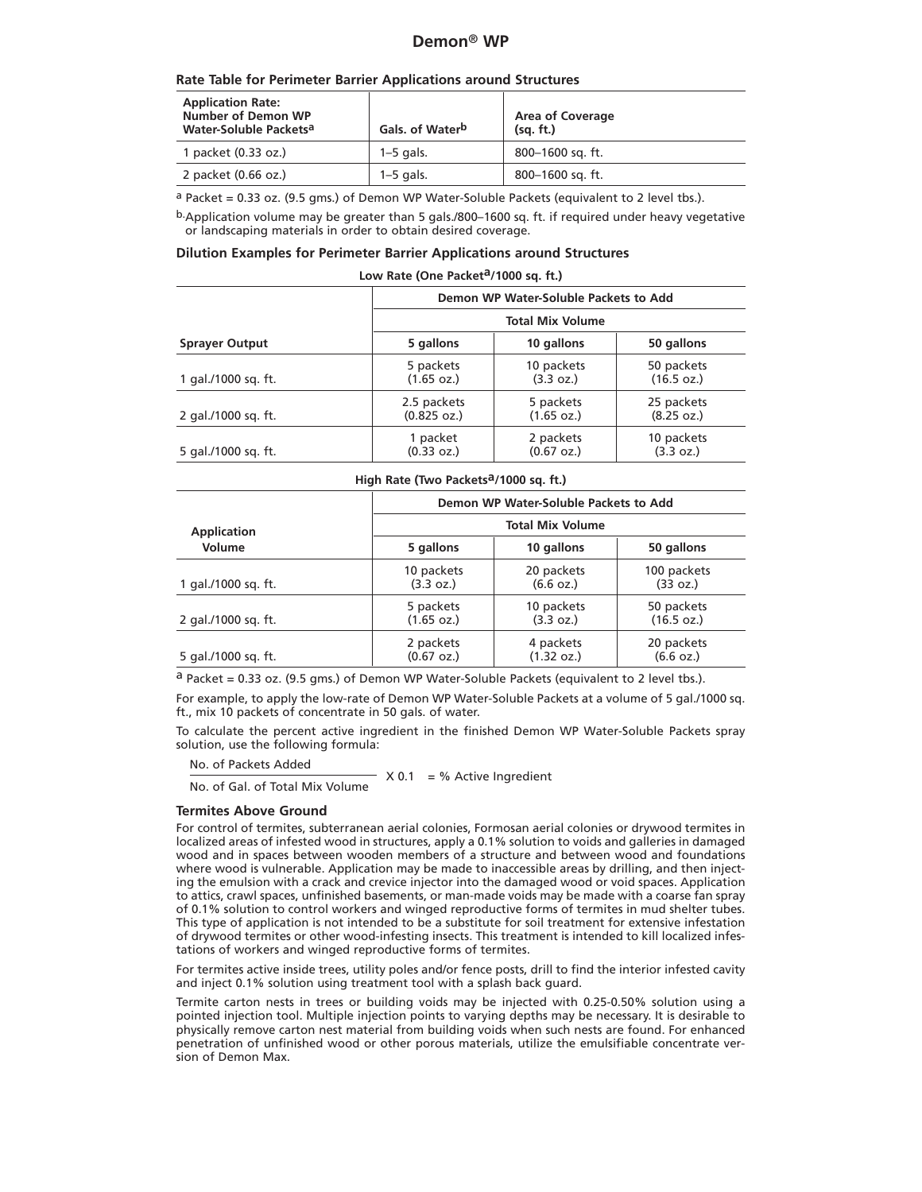# Demon® WP

**Rate Table for Perimeter Barrier Applications around Structures**

| Application Rate: Number of Demon WP Water-Soluble Packets[a] | Gals. of Water[b] | Area of Coverage (sq. ft.) |
|---|---|---|
| 1 packet (0.33 oz.) | 1–5 gals. | 800–1600 sq. ft. |
| 2 packet (0.66 oz.) | 1–5 gals. | 800–1600 sq. ft. |

[a] Packet = 0.33 oz. (9.5 gms.) of Demon WP Water-Soluble Packets (equivalent to 2 level tbs.).

[b] Application volume may be greater than 5 gals./800–1600 sq. ft. if required under heavy vegetative or landscaping materials in order to obtain desired coverage.

**Dilution Examples for Perimeter Barrier Applications around Structures**

**Low Rate (One Packet[a]/1000 sq. ft.)**

| | Demon WP Water-Soluble Packets to Add | | |
|---|---|---|---|
| | Total Mix Volume | | |
| **Sprayer Output** | **5 gallons** | **10 gallons** | **50 gallons** |
| 1 gal./1000 sq. ft. | 5 packets (1.65 oz.) | 10 packets (3.3 oz.) | 50 packets (16.5 oz.) |
| 2 gal./1000 sq. ft. | 2.5 packets (0.825 oz.) | 5 packets (1.65 oz.) | 25 packets (8.25 oz.) |
| 5 gal./1000 sq. ft. | 1 packet (0.33 oz.) | 2 packets (0.67 oz.) | 10 packets (3.3 oz.) |

**High Rate (Two Packets[a]/1000 sq. ft.)**

| | Demon WP Water-Soluble Packets to Add | | |
|---|---|---|---|
| | Total Mix Volume | | |
| **Application Volume** | **5 gallons** | **10 gallons** | **50 gallons** |
| 1 gal./1000 sq. ft. | 10 packets (3.3 oz.) | 20 packets (6.6 oz.) | 100 packets (33 oz.) |
| 2 gal./1000 sq. ft. | 5 packets (1.65 oz.) | 10 packets (3.3 oz.) | 50 packets (16.5 oz.) |
| 5 gal./1000 sq. ft. | 2 packets (0.67 oz.) | 4 packets (1.32 oz.) | 20 packets (6.6 oz.) |

[a] Packet = 0.33 oz. (9.5 gms.) of Demon WP Water-Soluble Packets (equivalent to 2 level tbs.).

For example, to apply the low-rate of Demon WP Water-Soluble Packets at a volume of 5 gal./1000 sq. ft., mix 10 packets of concentrate in 50 gals. of water.

To calculate the percent active ingredient in the finished Demon WP Water-Soluble Packets spray solution, use the following formula:

$$\frac{\text{No. of Packets Added}}{\text{No. of Gal. of Total Mix Volume}} \times 0.1 = \text{\% Active Ingredient}$$

### Termites Above Ground

For control of termites, subterranean aerial colonies, Formosan aerial colonies or drywood termites in localized areas of infested wood in structures, apply a 0.1% solution to voids and galleries in damaged wood and in spaces between wooden members of a structure and between wood and foundations where wood is vulnerable. Application may be made to inaccessible areas by drilling, and then injecting the emulsion with a crack and crevice injector into the damaged wood or void spaces. Application to attics, crawl spaces, unfinished basements, or man-made voids may be made with a coarse fan spray of 0.1% solution to control workers and winged reproductive forms of termites in mud shelter tubes. This type of application is not intended to be a substitute for soil treatment for extensive infestation of drywood termites or other wood-infesting insects. This treatment is intended to kill localized infestations of workers and winged reproductive forms of termites.

For termites active inside trees, utility poles and/or fence posts, drill to find the interior infested cavity and inject 0.1% solution using treatment tool with a splash back guard.

Termite carton nests in trees or building voids may be injected with 0.25-0.50% solution using a pointed injection tool. Multiple injection points to varying depths may be necessary. It is desirable to physically remove carton nest material from building voids when such nests are found. For enhanced penetration of unfinished wood or other porous materials, utilize the emulsifiable concentrate version of Demon Max.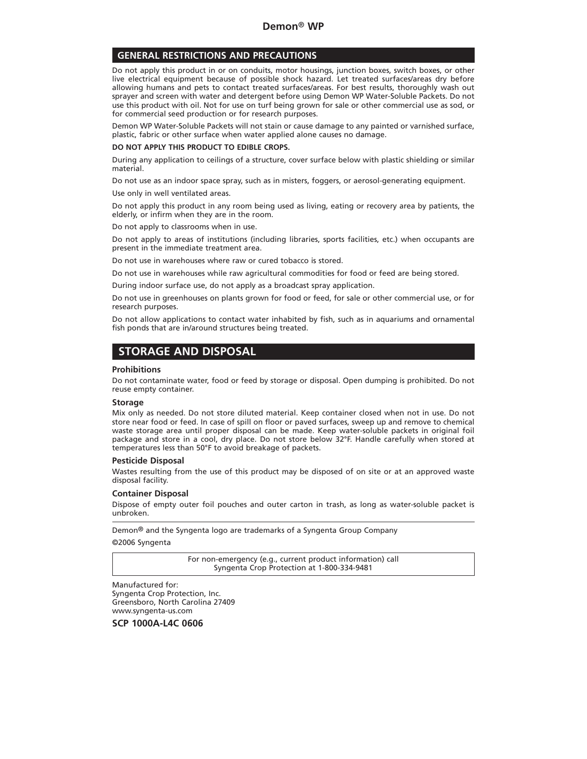## GENERAL RESTRICTIONS AND PRECAUTIONS

Do not apply this product in or on conduits, motor housings, junction boxes, switch boxes, or other live electrical equipment because of possible shock hazard. Let treated surfaces/areas dry before allowing humans and pets to contact treated surfaces/areas. For best results, thoroughly wash out sprayer and screen with water and detergent before using Demon WP Water-Soluble Packets. Do not use this product with oil. Not for use on turf being grown for sale or other commercial use as sod, or for commercial seed production or for research purposes.

Demon WP Water-Soluble Packets will not stain or cause damage to any painted or varnished surface, plastic, fabric or other surface when water applied alone causes no damage.

**DO NOT APPLY THIS PRODUCT TO EDIBLE CROPS.**

During any application to ceilings of a structure, cover surface below with plastic shielding or similar material.

Do not use as an indoor space spray, such as in misters, foggers, or aerosol-generating equipment.

Use only in well ventilated areas.

Do not apply this product in any room being used as living, eating or recovery area by patients, the elderly, or infirm when they are in the room.

Do not apply to classrooms when in use.

Do not apply to areas of institutions (including libraries, sports facilities, etc.) when occupants are present in the immediate treatment area.

Do not use in warehouses where raw or cured tobacco is stored.

Do not use in warehouses while raw agricultural commodities for food or feed are being stored.

During indoor surface use, do not apply as a broadcast spray application.

Do not use in greenhouses on plants grown for food or feed, for sale or other commercial use, or for research purposes.

Do not allow applications to contact water inhabited by fish, such as in aquariums and ornamental fish ponds that are in/around structures being treated.

## STORAGE AND DISPOSAL

### Prohibitions

Do not contaminate water, food or feed by storage or disposal. Open dumping is prohibited. Do not reuse empty container.

### Storage

Mix only as needed. Do not store diluted material. Keep container closed when not in use. Do not store near food or feed. In case of spill on floor or paved surfaces, sweep up and remove to chemical waste storage area until proper disposal can be made. Keep water-soluble packets in original foil package and store in a cool, dry place. Do not store below 32°F. Handle carefully when stored at temperatures less than 50°F to avoid breakage of packets.

### Pesticide Disposal

Wastes resulting from the use of this product may be disposed of on site or at an approved waste disposal facility.

### Container Disposal

Dispose of empty outer foil pouches and outer carton in trash, as long as water-soluble packet is unbroken.

---

Demon® and the Syngenta logo are trademarks of a Syngenta Group Company

©2006 Syngenta

For non-emergency (e.g., current product information) call Syngenta Crop Protection at 1-800-334-9481

Manufactured for:
Syngenta Crop Protection, Inc.
Greensboro, North Carolina 27409
www.syngenta-us.com

**SCP 1000A-L4C 0606**